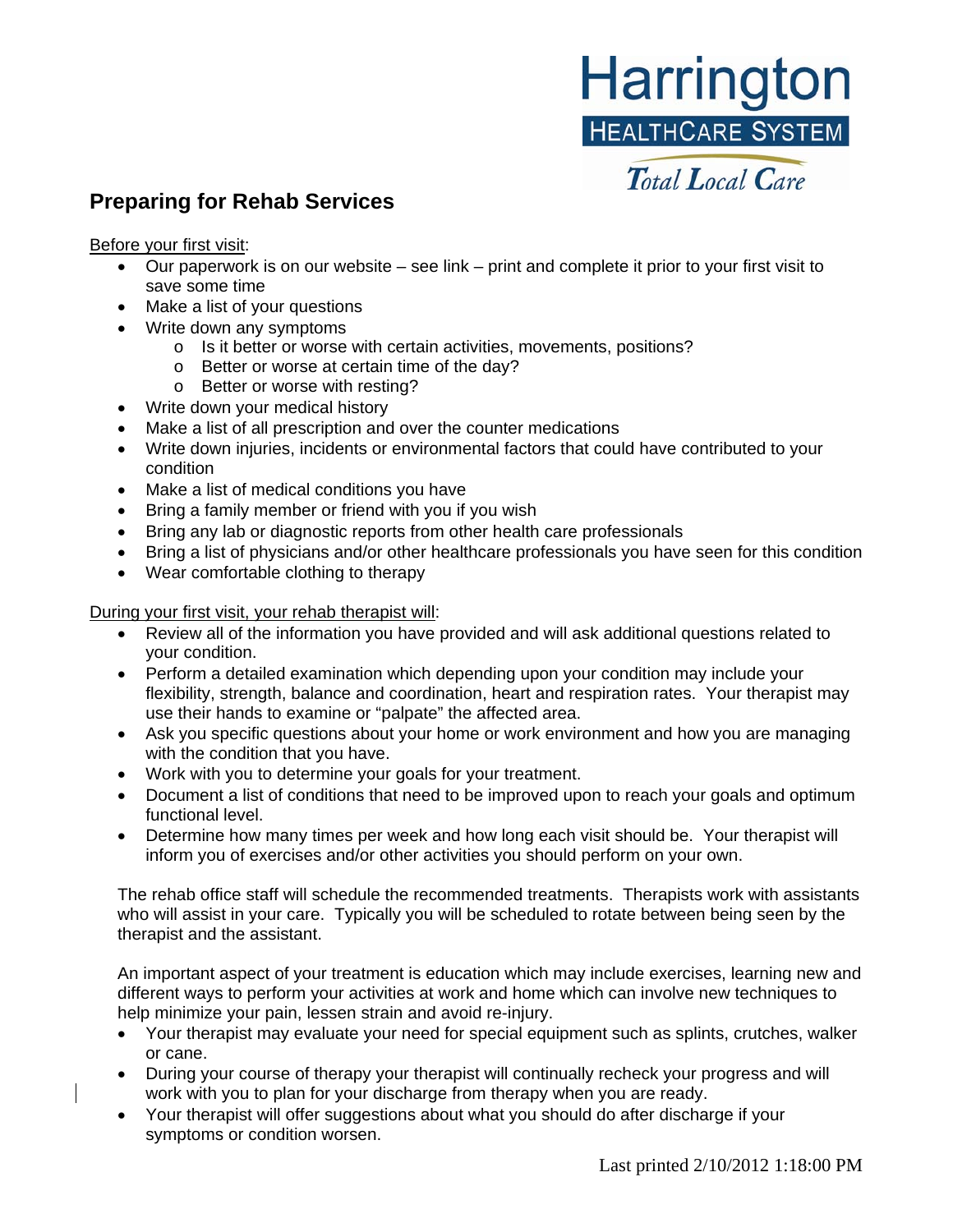Harrington
HEALTHCARE SYSTEM
*Total Local Care*

## Preparing for Rehab Services

Before your first visit:

- Our paperwork is on our website – see link – print and complete it prior to your first visit to save some time
- Make a list of your questions
- Write down any symptoms
  - Is it better or worse with certain activities, movements, positions?
  - Better or worse at certain time of the day?
  - Better or worse with resting?
- Write down your medical history
- Make a list of all prescription and over the counter medications
- Write down injuries, incidents or environmental factors that could have contributed to your condition
- Make a list of medical conditions you have
- Bring a family member or friend with you if you wish
- Bring any lab or diagnostic reports from other health care professionals
- Bring a list of physicians and/or other healthcare professionals you have seen for this condition
- Wear comfortable clothing to therapy

During your first visit, your rehab therapist will:

- Review all of the information you have provided and will ask additional questions related to your condition.
- Perform a detailed examination which depending upon your condition may include your flexibility, strength, balance and coordination, heart and respiration rates. Your therapist may use their hands to examine or "palpate" the affected area.
- Ask you specific questions about your home or work environment and how you are managing with the condition that you have.
- Work with you to determine your goals for your treatment.
- Document a list of conditions that need to be improved upon to reach your goals and optimum functional level.
- Determine how many times per week and how long each visit should be. Your therapist will inform you of exercises and/or other activities you should perform on your own.

The rehab office staff will schedule the recommended treatments. Therapists work with assistants who will assist in your care. Typically you will be scheduled to rotate between being seen by the therapist and the assistant.

An important aspect of your treatment is education which may include exercises, learning new and different ways to perform your activities at work and home which can involve new techniques to help minimize your pain, lessen strain and avoid re-injury.

- Your therapist may evaluate your need for special equipment such as splints, crutches, walker or cane.
- During your course of therapy your therapist will continually recheck your progress and will work with you to plan for your discharge from therapy when you are ready.
- Your therapist will offer suggestions about what you should do after discharge if your symptoms or condition worsen.

Last printed 2/10/2012 1:18:00 PM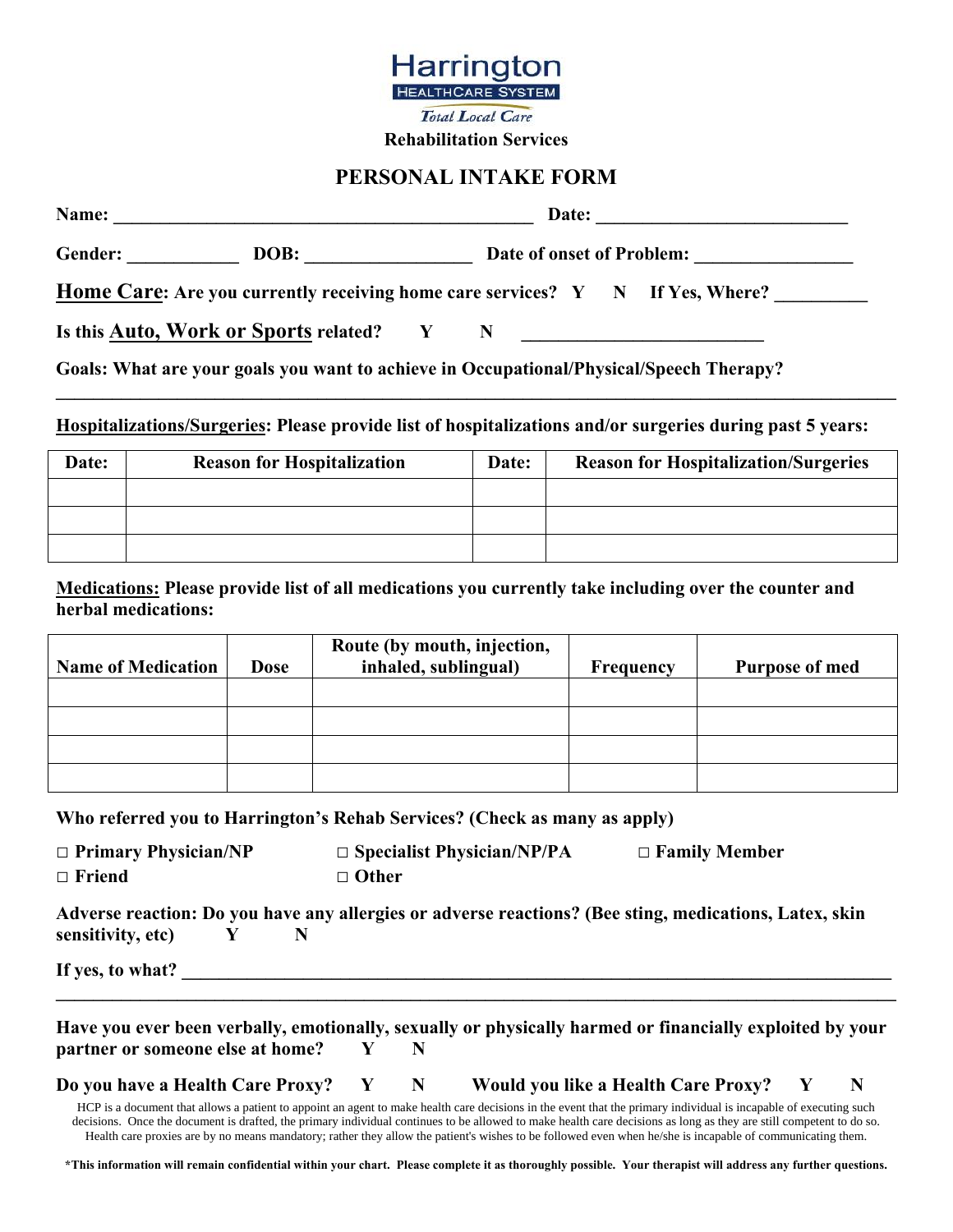Harrington

HEALTHCARE SYSTEM

*Total Local Care*

**Rehabilitation Services**

# PERSONAL INTAKE FORM

**Name:** _____________________________________________ **Date:** ___________________________

**Gender:** ___________ **DOB:** _________________ **Date of onset of Problem:** ________________

**Home Care: Are you currently receiving home care services? Y N If Yes, Where?** _________

**Is this Auto, Work or Sports related? Y N** _________________________

**Goals: What are your goals you want to achieve in Occupational/Physical/Speech Therapy?**

_____________________________________________________________________________________

**Hospitalizations/Surgeries: Please provide list of hospitalizations and/or surgeries during past 5 years:**

| Date: | Reason for Hospitalization | Date: | Reason for Hospitalization/Surgeries |
|---|---|---|---|
| | | | |
| | | | |
| | | | |

**Medications: Please provide list of all medications you currently take including over the counter and herbal medications:**

| Name of Medication | Dose | Route (by mouth, injection, inhaled, sublingual) | Frequency | Purpose of med |
|---|---|---|---|---|
| | | | | |
| | | | | |
| | | | | |
| | | | | |

**Who referred you to Harrington's Rehab Services? (Check as many as apply)**

□ **Primary Physician/NP** □ **Specialist Physician/NP/PA** □ **Family Member**
□ **Friend** □ **Other**

**Adverse reaction: Do you have any allergies or adverse reactions? (Bee sting, medications, Latex, skin sensitivity, etc) Y N**

**If yes, to what?** _____________________________________________________________________________

_____________________________________________________________________________________

**Have you ever been verbally, emotionally, sexually or physically harmed or financially exploited by your partner or someone else at home? Y N**

**Do you have a Health Care Proxy? Y N Would you like a Health Care Proxy? Y N**

HCP is a document that allows a patient to appoint an agent to make health care decisions in the event that the primary individual is incapable of executing such decisions. Once the document is drafted, the primary individual continues to be allowed to make health care decisions as long as they are still competent to do so. Health care proxies are by no means mandatory; rather they allow the patient's wishes to be followed even when he/she is incapable of communicating them.

**\*This information will remain confidential within your chart. Please complete it as thoroughly possible. Your therapist will address any further questions.**